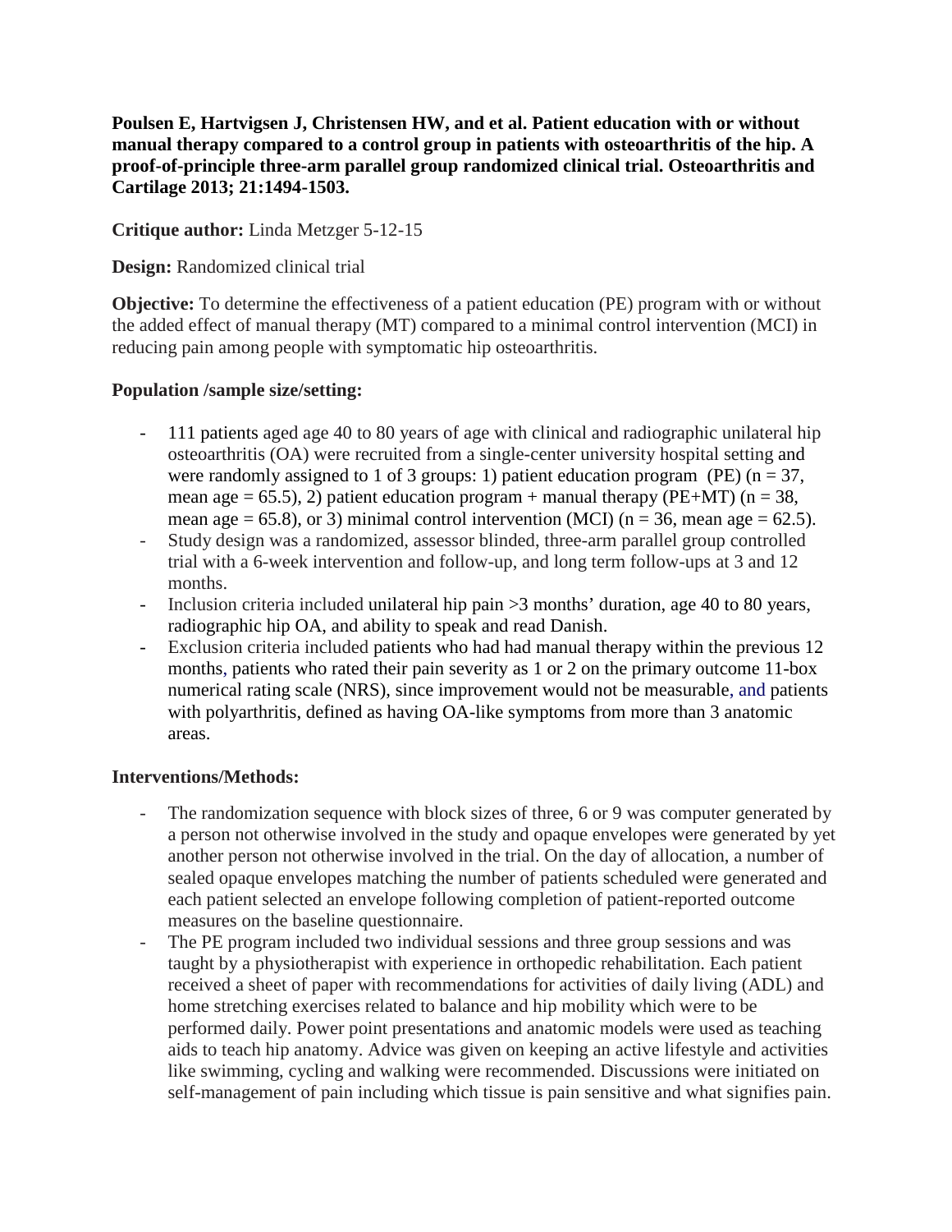**Poulsen E, Hartvigsen J, Christensen HW, and et al. Patient education with or without manual therapy compared to a control group in patients with osteoarthritis of the hip. A proof-of-principle three-arm parallel group randomized clinical trial. Osteoarthritis and Cartilage 2013; 21:1494-1503.**

**Critique author:** Linda Metzger 5-12-15

**Design:** Randomized clinical trial

**Objective:** To determine the effectiveness of a patient education (PE) program with or without the added effect of manual therapy (MT) compared to a minimal control intervention (MCI) in reducing pain among people with symptomatic hip osteoarthritis.

**Population /sample size/setting:**

- 111 patients aged age 40 to 80 years of age with clinical and radiographic unilateral hip osteoarthritis (OA) were recruited from a single-center university hospital setting and were randomly assigned to 1 of 3 groups: 1) patient education program (PE) (n = 37, mean age = 65.5), 2) patient education program + manual therapy (PE+MT) (n = 38, mean age = 65.8), or 3) minimal control intervention (MCI) (n = 36, mean age = 62.5).
- Study design was a randomized, assessor blinded, three-arm parallel group controlled trial with a 6-week intervention and follow-up, and long term follow-ups at 3 and 12 months.
- Inclusion criteria included unilateral hip pain >3 months' duration, age 40 to 80 years, radiographic hip OA, and ability to speak and read Danish.
- Exclusion criteria included patients who had had manual therapy within the previous 12 months, patients who rated their pain severity as 1 or 2 on the primary outcome 11-box numerical rating scale (NRS), since improvement would not be measurable, and patients with polyarthritis, defined as having OA-like symptoms from more than 3 anatomic areas.

**Interventions/Methods:**

- The randomization sequence with block sizes of three, 6 or 9 was computer generated by a person not otherwise involved in the study and opaque envelopes were generated by yet another person not otherwise involved in the trial. On the day of allocation, a number of sealed opaque envelopes matching the number of patients scheduled were generated and each patient selected an envelope following completion of patient-reported outcome measures on the baseline questionnaire.
- The PE program included two individual sessions and three group sessions and was taught by a physiotherapist with experience in orthopedic rehabilitation. Each patient received a sheet of paper with recommendations for activities of daily living (ADL) and home stretching exercises related to balance and hip mobility which were to be performed daily. Power point presentations and anatomic models were used as teaching aids to teach hip anatomy. Advice was given on keeping an active lifestyle and activities like swimming, cycling and walking were recommended. Discussions were initiated on self-management of pain including which tissue is pain sensitive and what signifies pain.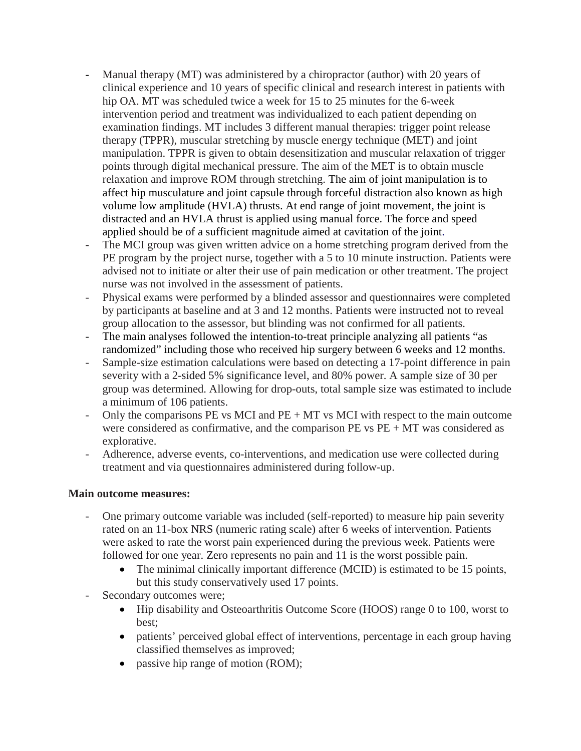- Manual therapy (MT) was administered by a chiropractor (author) with 20 years of clinical experience and 10 years of specific clinical and research interest in patients with hip OA. MT was scheduled twice a week for 15 to 25 minutes for the 6-week intervention period and treatment was individualized to each patient depending on examination findings. MT includes 3 different manual therapies: trigger point release therapy (TPPR), muscular stretching by muscle energy technique (MET) and joint manipulation. TPPR is given to obtain desensitization and muscular relaxation of trigger points through digital mechanical pressure. The aim of the MET is to obtain muscle relaxation and improve ROM through stretching. The aim of joint manipulation is to affect hip musculature and joint capsule through forceful distraction also known as high volume low amplitude (HVLA) thrusts. At end range of joint movement, the joint is distracted and an HVLA thrust is applied using manual force. The force and speed applied should be of a sufficient magnitude aimed at cavitation of the joint.
- The MCI group was given written advice on a home stretching program derived from the PE program by the project nurse, together with a 5 to 10 minute instruction. Patients were advised not to initiate or alter their use of pain medication or other treatment. The project nurse was not involved in the assessment of patients.
- Physical exams were performed by a blinded assessor and questionnaires were completed by participants at baseline and at 3 and 12 months. Patients were instructed not to reveal group allocation to the assessor, but blinding was not confirmed for all patients.
- The main analyses followed the intention-to-treat principle analyzing all patients "as randomized" including those who received hip surgery between 6 weeks and 12 months.
- Sample-size estimation calculations were based on detecting a 17-point difference in pain severity with a 2-sided 5% significance level, and 80% power. A sample size of 30 per group was determined. Allowing for drop-outs, total sample size was estimated to include a minimum of 106 patients.
- Only the comparisons PE vs MCI and PE + MT vs MCI with respect to the main outcome were considered as confirmative, and the comparison PE vs PE + MT was considered as explorative.
- Adherence, adverse events, co-interventions, and medication use were collected during treatment and via questionnaires administered during follow-up.

**Main outcome measures:**

- One primary outcome variable was included (self-reported) to measure hip pain severity rated on an 11-box NRS (numeric rating scale) after 6 weeks of intervention. Patients were asked to rate the worst pain experienced during the previous week. Patients were followed for one year. Zero represents no pain and 11 is the worst possible pain.
  - The minimal clinically important difference (MCID) is estimated to be 15 points, but this study conservatively used 17 points.
- Secondary outcomes were;
  - Hip disability and Osteoarthritis Outcome Score (HOOS) range 0 to 100, worst to best;
  - patients' perceived global effect of interventions, percentage in each group having classified themselves as improved;
  - passive hip range of motion (ROM);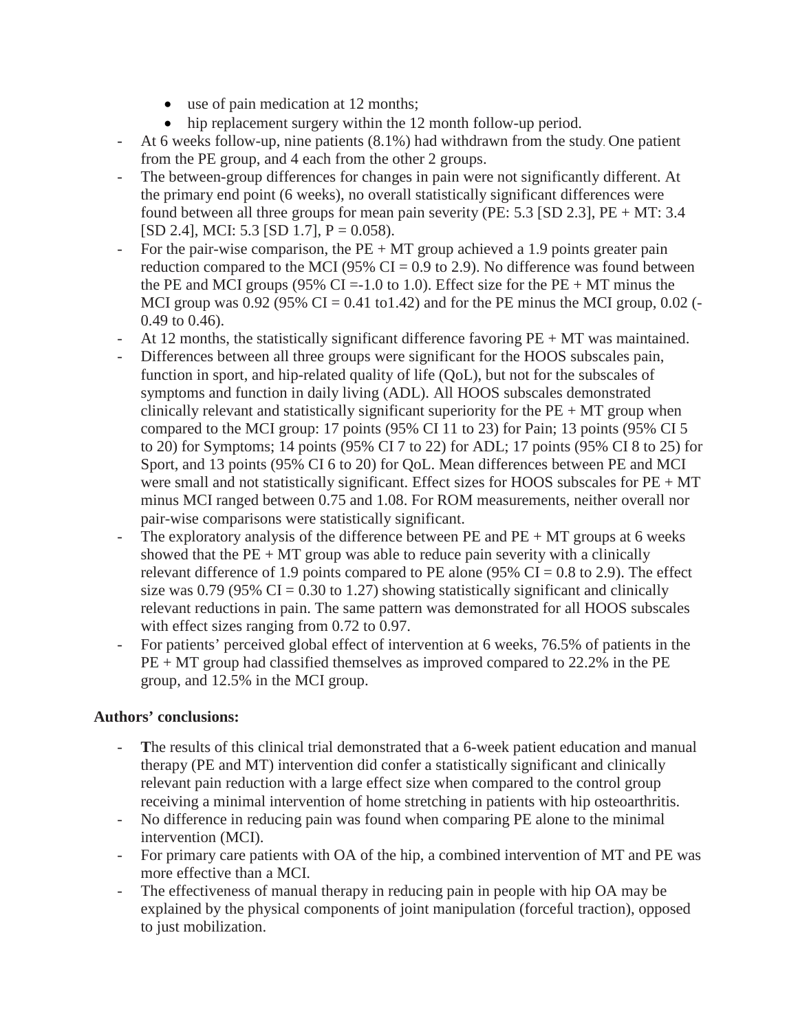- use of pain medication at 12 months;
  - hip replacement surgery within the 12 month follow-up period.

- At 6 weeks follow-up, nine patients (8.1%) had withdrawn from the study. One patient from the PE group, and 4 each from the other 2 groups.
- The between-group differences for changes in pain were not significantly different. At the primary end point (6 weeks), no overall statistically significant differences were found between all three groups for mean pain severity (PE: 5.3 [SD 2.3], PE + MT: 3.4 [SD 2.4], MCI: 5.3 [SD 1.7], P = 0.058).
- For the pair-wise comparison, the PE + MT group achieved a 1.9 points greater pain reduction compared to the MCI (95% CI = 0.9 to 2.9). No difference was found between the PE and MCI groups (95% CI =-1.0 to 1.0). Effect size for the PE + MT minus the MCI group was 0.92 (95% CI = 0.41 to1.42) and for the PE minus the MCI group, 0.02 (-0.49 to 0.46).
- At 12 months, the statistically significant difference favoring PE + MT was maintained.
- Differences between all three groups were significant for the HOOS subscales pain, function in sport, and hip-related quality of life (QoL), but not for the subscales of symptoms and function in daily living (ADL). All HOOS subscales demonstrated clinically relevant and statistically significant superiority for the PE + MT group when compared to the MCI group: 17 points (95% CI 11 to 23) for Pain; 13 points (95% CI 5 to 20) for Symptoms; 14 points (95% CI 7 to 22) for ADL; 17 points (95% CI 8 to 25) for Sport, and 13 points (95% CI 6 to 20) for QoL. Mean differences between PE and MCI were small and not statistically significant. Effect sizes for HOOS subscales for PE + MT minus MCI ranged between 0.75 and 1.08. For ROM measurements, neither overall nor pair-wise comparisons were statistically significant.
- The exploratory analysis of the difference between PE and PE + MT groups at 6 weeks showed that the PE + MT group was able to reduce pain severity with a clinically relevant difference of 1.9 points compared to PE alone (95% CI = 0.8 to 2.9). The effect size was 0.79 (95% CI = 0.30 to 1.27) showing statistically significant and clinically relevant reductions in pain. The same pattern was demonstrated for all HOOS subscales with effect sizes ranging from 0.72 to 0.97.
- For patients' perceived global effect of intervention at 6 weeks, 76.5% of patients in the PE + MT group had classified themselves as improved compared to 22.2% in the PE group, and 12.5% in the MCI group.

**Authors' conclusions:**

- **T**he results of this clinical trial demonstrated that a 6-week patient education and manual therapy (PE and MT) intervention did confer a statistically significant and clinically relevant pain reduction with a large effect size when compared to the control group receiving a minimal intervention of home stretching in patients with hip osteoarthritis.
- No difference in reducing pain was found when comparing PE alone to the minimal intervention (MCI).
- For primary care patients with OA of the hip, a combined intervention of MT and PE was more effective than a MCI.
- The effectiveness of manual therapy in reducing pain in people with hip OA may be explained by the physical components of joint manipulation (forceful traction), opposed to just mobilization.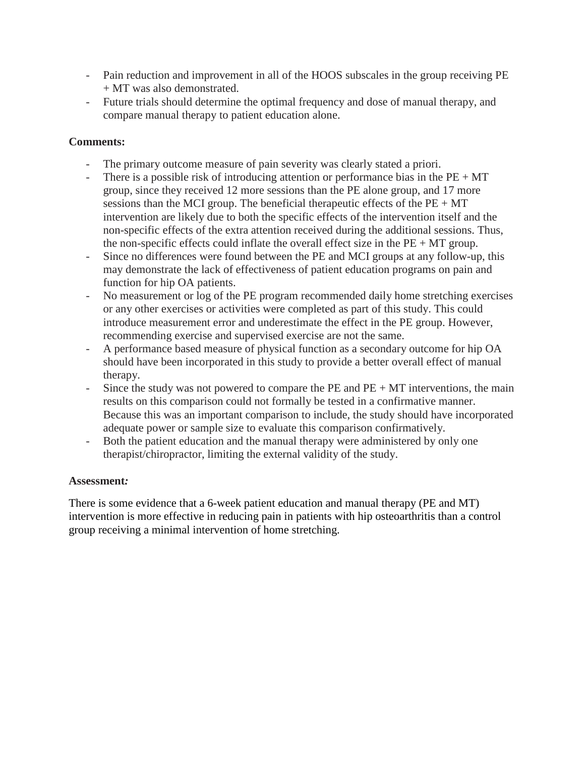- Pain reduction and improvement in all of the HOOS subscales in the group receiving PE + MT was also demonstrated.
- Future trials should determine the optimal frequency and dose of manual therapy, and compare manual therapy to patient education alone.

**Comments:**

- The primary outcome measure of pain severity was clearly stated a priori.
- There is a possible risk of introducing attention or performance bias in the PE + MT group, since they received 12 more sessions than the PE alone group, and 17 more sessions than the MCI group. The beneficial therapeutic effects of the PE + MT intervention are likely due to both the specific effects of the intervention itself and the non-specific effects of the extra attention received during the additional sessions. Thus, the non-specific effects could inflate the overall effect size in the PE + MT group.
- Since no differences were found between the PE and MCI groups at any follow-up, this may demonstrate the lack of effectiveness of patient education programs on pain and function for hip OA patients.
- No measurement or log of the PE program recommended daily home stretching exercises or any other exercises or activities were completed as part of this study. This could introduce measurement error and underestimate the effect in the PE group. However, recommending exercise and supervised exercise are not the same.
- A performance based measure of physical function as a secondary outcome for hip OA should have been incorporated in this study to provide a better overall effect of manual therapy.
- Since the study was not powered to compare the PE and PE + MT interventions, the main results on this comparison could not formally be tested in a confirmative manner. Because this was an important comparison to include, the study should have incorporated adequate power or sample size to evaluate this comparison confirmatively.
- Both the patient education and the manual therapy were administered by only one therapist/chiropractor, limiting the external validity of the study.

**Assessment*:***

There is some evidence that a 6-week patient education and manual therapy (PE and MT) intervention is more effective in reducing pain in patients with hip osteoarthritis than a control group receiving a minimal intervention of home stretching.